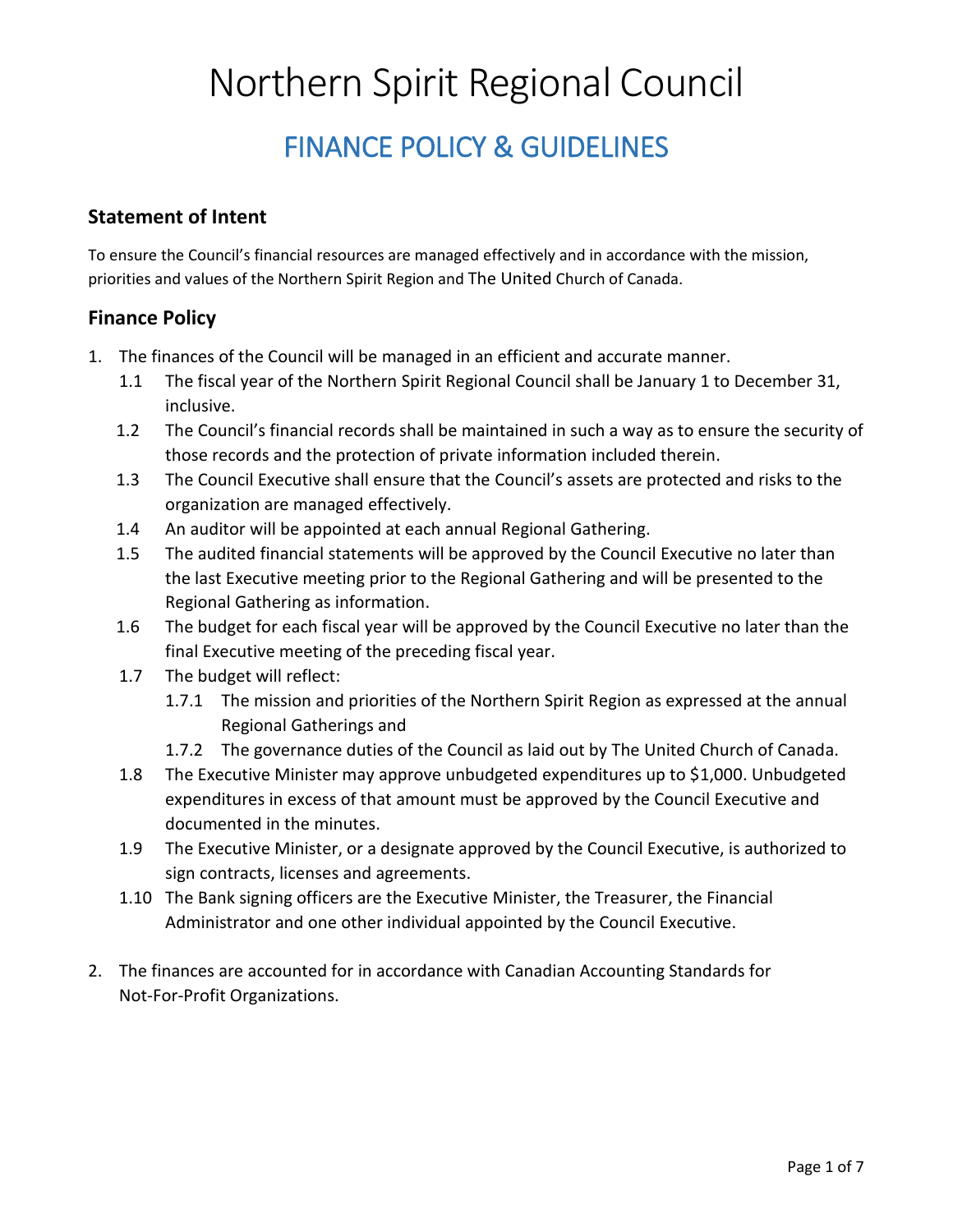# Northern Spirit Regional Council

## FINANCE POLICY & GUIDELINES

### Statement of Intent

To ensure the Council's financial resources are managed effectively and in accordance with the mission, priorities and values of the Northern Spirit Region and The United Church of Canada.

### Finance Policy

1. The finances of the Council will be managed in an efficient and accurate manner.
   - 1.1 The fiscal year of the Northern Spirit Regional Council shall be January 1 to December 31, inclusive.
   - 1.2 The Council's financial records shall be maintained in such a way as to ensure the security of those records and the protection of private information included therein.
   - 1.3 The Council Executive shall ensure that the Council's assets are protected and risks to the organization are managed effectively.
   - 1.4 An auditor will be appointed at each annual Regional Gathering.
   - 1.5 The audited financial statements will be approved by the Council Executive no later than the last Executive meeting prior to the Regional Gathering and will be presented to the Regional Gathering as information.
   - 1.6 The budget for each fiscal year will be approved by the Council Executive no later than the final Executive meeting of the preceding fiscal year.
   - 1.7 The budget will reflect:
     - 1.7.1 The mission and priorities of the Northern Spirit Region as expressed at the annual Regional Gatherings and
     - 1.7.2 The governance duties of the Council as laid out by The United Church of Canada.
   - 1.8 The Executive Minister may approve unbudgeted expenditures up to $1,000. Unbudgeted expenditures in excess of that amount must be approved by the Council Executive and documented in the minutes.
   - 1.9 The Executive Minister, or a designate approved by the Council Executive, is authorized to sign contracts, licenses and agreements.
   - 1.10 The Bank signing officers are the Executive Minister, the Treasurer, the Financial Administrator and one other individual appointed by the Council Executive.

2. The finances are accounted for in accordance with Canadian Accounting Standards for Not-For-Profit Organizations.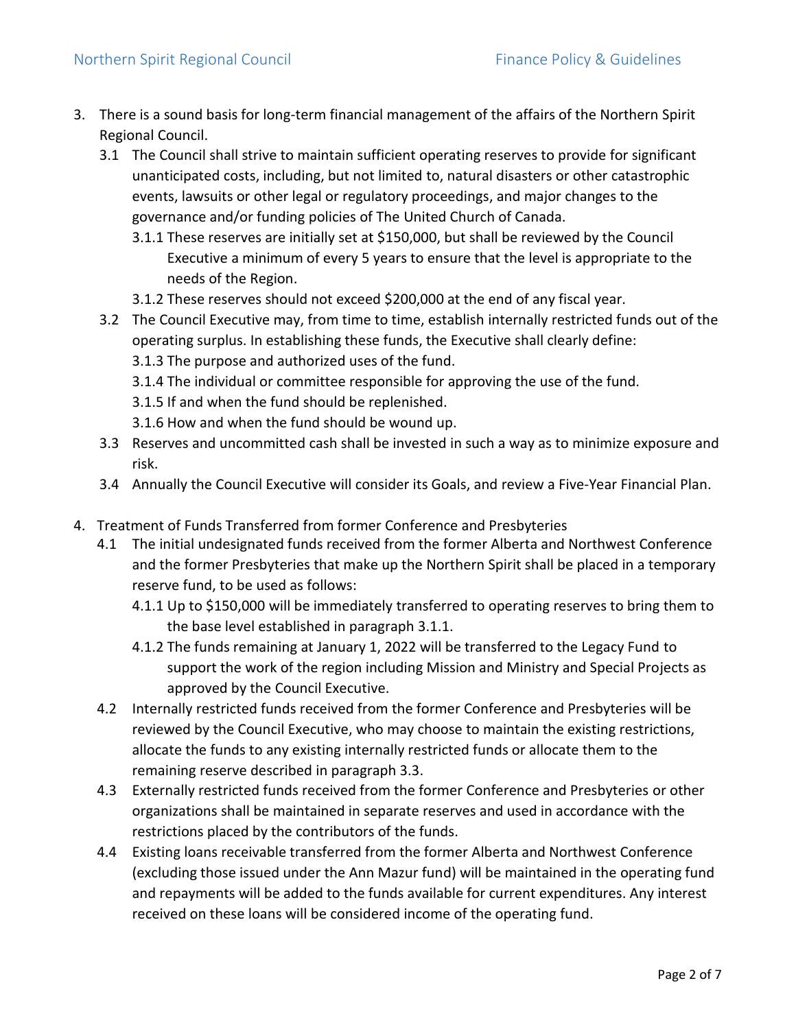3. There is a sound basis for long-term financial management of the affairs of the Northern Spirit Regional Council.
   - 3.1 The Council shall strive to maintain sufficient operating reserves to provide for significant unanticipated costs, including, but not limited to, natural disasters or other catastrophic events, lawsuits or other legal or regulatory proceedings, and major changes to the governance and/or funding policies of The United Church of Canada.
     - 3.1.1 These reserves are initially set at $150,000, but shall be reviewed by the Council Executive a minimum of every 5 years to ensure that the level is appropriate to the needs of the Region.
     - 3.1.2 These reserves should not exceed $200,000 at the end of any fiscal year.
   - 3.2 The Council Executive may, from time to time, establish internally restricted funds out of the operating surplus. In establishing these funds, the Executive shall clearly define:
     - 3.1.3 The purpose and authorized uses of the fund.
     - 3.1.4 The individual or committee responsible for approving the use of the fund.
     - 3.1.5 If and when the fund should be replenished.
     - 3.1.6 How and when the fund should be wound up.
   - 3.3 Reserves and uncommitted cash shall be invested in such a way as to minimize exposure and risk.
   - 3.4 Annually the Council Executive will consider its Goals, and review a Five-Year Financial Plan.

4. Treatment of Funds Transferred from former Conference and Presbyteries
   - 4.1 The initial undesignated funds received from the former Alberta and Northwest Conference and the former Presbyteries that make up the Northern Spirit shall be placed in a temporary reserve fund, to be used as follows:
     - 4.1.1 Up to $150,000 will be immediately transferred to operating reserves to bring them to the base level established in paragraph 3.1.1.
     - 4.1.2 The funds remaining at January 1, 2022 will be transferred to the Legacy Fund to support the work of the region including Mission and Ministry and Special Projects as approved by the Council Executive.
   - 4.2 Internally restricted funds received from the former Conference and Presbyteries will be reviewed by the Council Executive, who may choose to maintain the existing restrictions, allocate the funds to any existing internally restricted funds or allocate them to the remaining reserve described in paragraph 3.3.
   - 4.3 Externally restricted funds received from the former Conference and Presbyteries or other organizations shall be maintained in separate reserves and used in accordance with the restrictions placed by the contributors of the funds.
   - 4.4 Existing loans receivable transferred from the former Alberta and Northwest Conference (excluding those issued under the Ann Mazur fund) will be maintained in the operating fund and repayments will be added to the funds available for current expenditures. Any interest received on these loans will be considered income of the operating fund.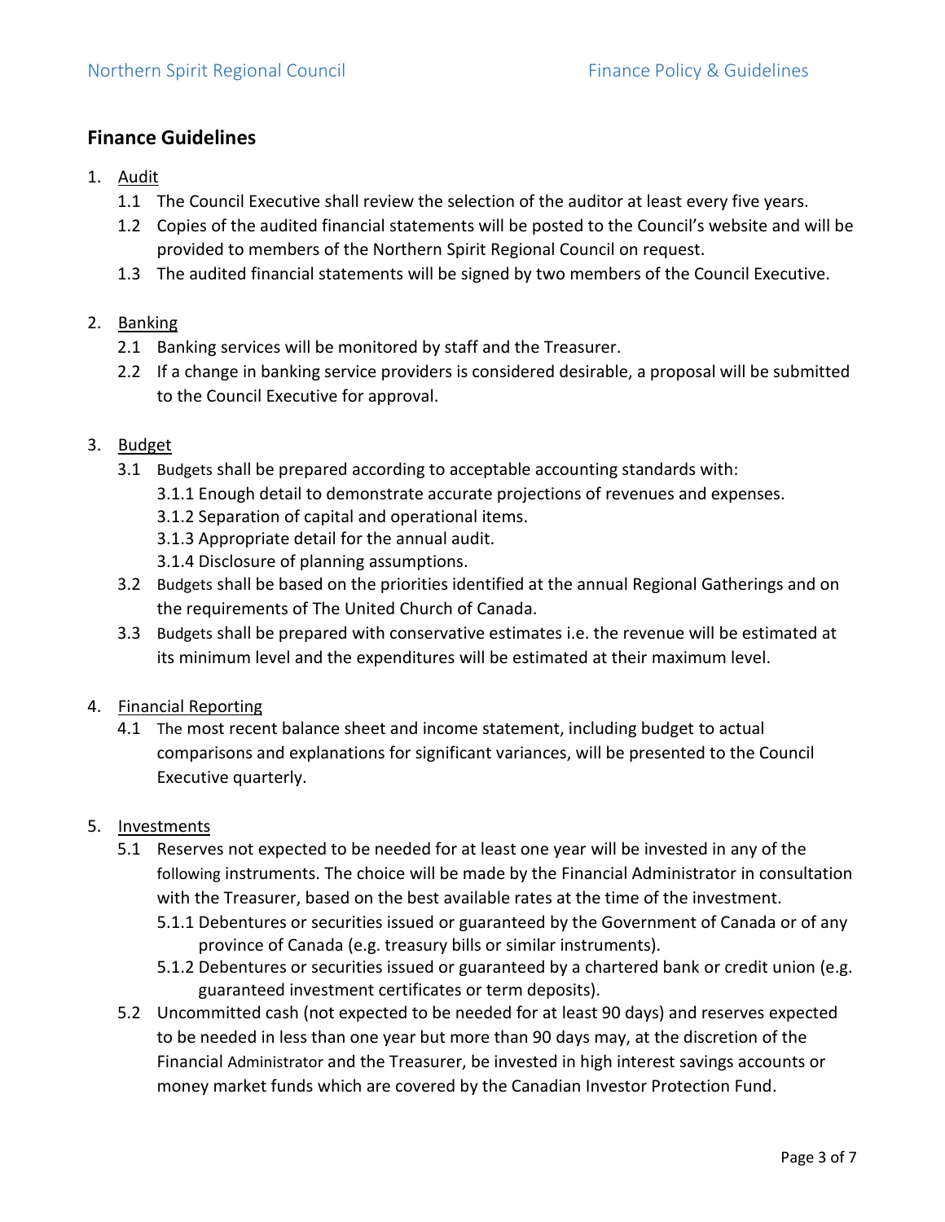## Finance Guidelines

1. Audit
   1.1 The Council Executive shall review the selection of the auditor at least every five years.
   1.2 Copies of the audited financial statements will be posted to the Council's website and will be provided to members of the Northern Spirit Regional Council on request.
   1.3 The audited financial statements will be signed by two members of the Council Executive.

2. Banking
   2.1 Banking services will be monitored by staff and the Treasurer.
   2.2 If a change in banking service providers is considered desirable, a proposal will be submitted to the Council Executive for approval.

3. Budget
   3.1 Budgets shall be prepared according to acceptable accounting standards with:
      3.1.1 Enough detail to demonstrate accurate projections of revenues and expenses.
      3.1.2 Separation of capital and operational items.
      3.1.3 Appropriate detail for the annual audit.
      3.1.4 Disclosure of planning assumptions.
   3.2 Budgets shall be based on the priorities identified at the annual Regional Gatherings and on the requirements of The United Church of Canada.
   3.3 Budgets shall be prepared with conservative estimates i.e. the revenue will be estimated at its minimum level and the expenditures will be estimated at their maximum level.

4. Financial Reporting
   4.1 The most recent balance sheet and income statement, including budget to actual comparisons and explanations for significant variances, will be presented to the Council Executive quarterly.

5. Investments
   5.1 Reserves not expected to be needed for at least one year will be invested in any of the following instruments. The choice will be made by the Financial Administrator in consultation with the Treasurer, based on the best available rates at the time of the investment.
      5.1.1 Debentures or securities issued or guaranteed by the Government of Canada or of any province of Canada (e.g. treasury bills or similar instruments).
      5.1.2 Debentures or securities issued or guaranteed by a chartered bank or credit union (e.g. guaranteed investment certificates or term deposits).
   5.2 Uncommitted cash (not expected to be needed for at least 90 days) and reserves expected to be needed in less than one year but more than 90 days may, at the discretion of the Financial Administrator and the Treasurer, be invested in high interest savings accounts or money market funds which are covered by the Canadian Investor Protection Fund.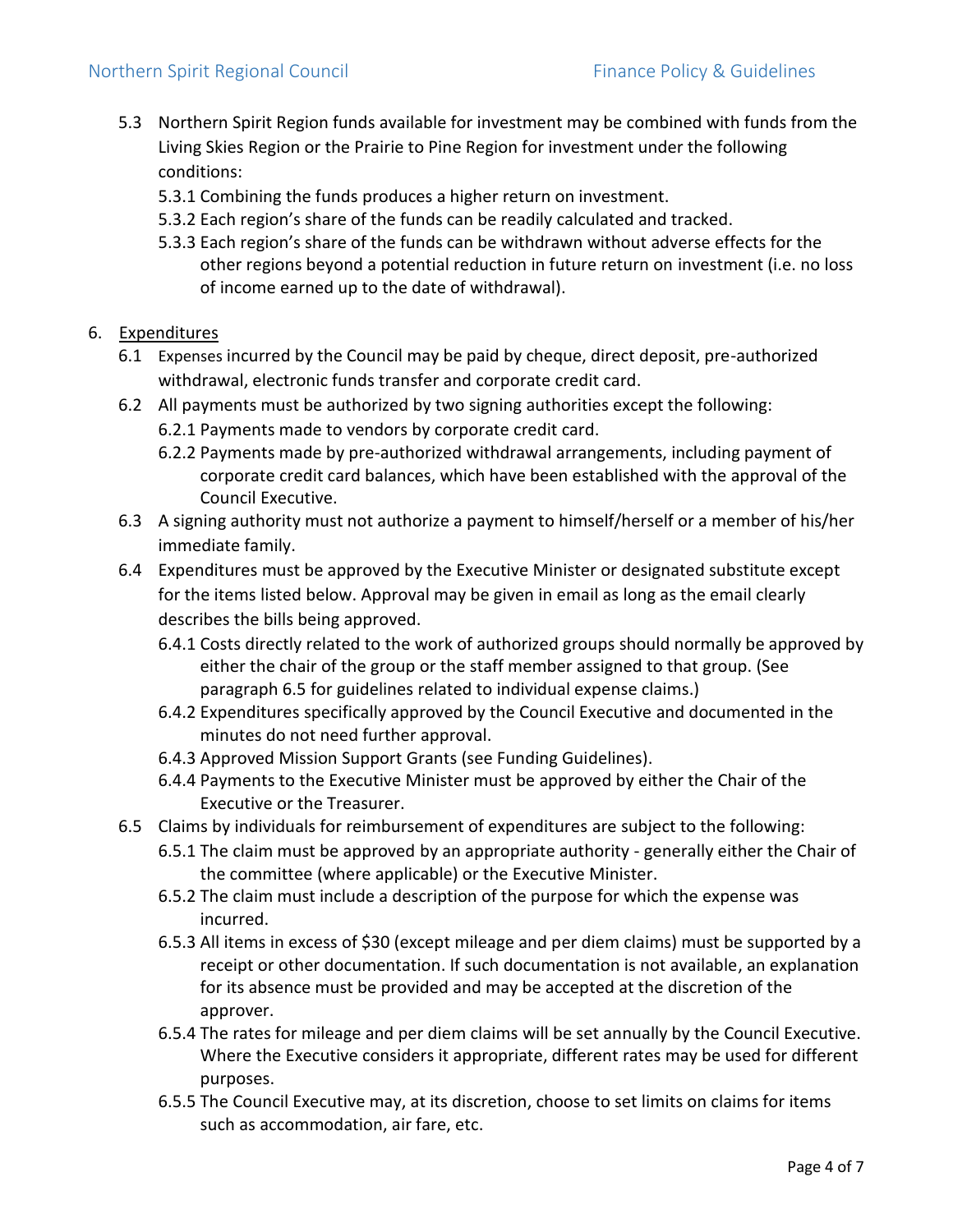5.3 Northern Spirit Region funds available for investment may be combined with funds from the Living Skies Region or the Prairie to Pine Region for investment under the following conditions:

   5.3.1 Combining the funds produces a higher return on investment.

   5.3.2 Each region's share of the funds can be readily calculated and tracked.

   5.3.3 Each region's share of the funds can be withdrawn without adverse effects for the other regions beyond a potential reduction in future return on investment (i.e. no loss of income earned up to the date of withdrawal).

6. <u>Expenditures</u>

6.1 Expenses incurred by the Council may be paid by cheque, direct deposit, pre-authorized withdrawal, electronic funds transfer and corporate credit card.

6.2 All payments must be authorized by two signing authorities except the following:

   6.2.1 Payments made to vendors by corporate credit card.

   6.2.2 Payments made by pre-authorized withdrawal arrangements, including payment of corporate credit card balances, which have been established with the approval of the Council Executive.

6.3 A signing authority must not authorize a payment to himself/herself or a member of his/her immediate family.

6.4 Expenditures must be approved by the Executive Minister or designated substitute except for the items listed below. Approval may be given in email as long as the email clearly describes the bills being approved.

   6.4.1 Costs directly related to the work of authorized groups should normally be approved by either the chair of the group or the staff member assigned to that group. (See paragraph 6.5 for guidelines related to individual expense claims.)

   6.4.2 Expenditures specifically approved by the Council Executive and documented in the minutes do not need further approval.

   6.4.3 Approved Mission Support Grants (see Funding Guidelines).

   6.4.4 Payments to the Executive Minister must be approved by either the Chair of the Executive or the Treasurer.

6.5 Claims by individuals for reimbursement of expenditures are subject to the following:

   6.5.1 The claim must be approved by an appropriate authority - generally either the Chair of the committee (where applicable) or the Executive Minister.

   6.5.2 The claim must include a description of the purpose for which the expense was incurred.

   6.5.3 All items in excess of $30 (except mileage and per diem claims) must be supported by a receipt or other documentation. If such documentation is not available, an explanation for its absence must be provided and may be accepted at the discretion of the approver.

   6.5.4 The rates for mileage and per diem claims will be set annually by the Council Executive. Where the Executive considers it appropriate, different rates may be used for different purposes.

   6.5.5 The Council Executive may, at its discretion, choose to set limits on claims for items such as accommodation, air fare, etc.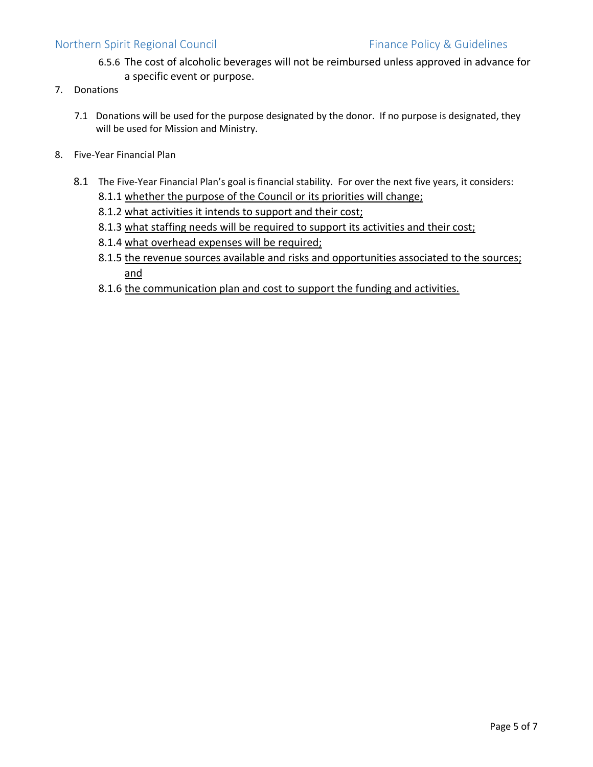6.5.6 The cost of alcoholic beverages will not be reimbursed unless approved in advance for a specific event or purpose.

7. Donations

   7.1 Donations will be used for the purpose designated by the donor. If no purpose is designated, they will be used for Mission and Ministry.

8. Five-Year Financial Plan

   8.1 The Five-Year Financial Plan's goal is financial stability. For over the next five years, it considers:

   8.1.1 whether the purpose of the Council or its priorities will change;

   8.1.2 what activities it intends to support and their cost;

   8.1.3 what staffing needs will be required to support its activities and their cost;

   8.1.4 what overhead expenses will be required;

   8.1.5 the revenue sources available and risks and opportunities associated to the sources; and

   8.1.6 the communication plan and cost to support the funding and activities.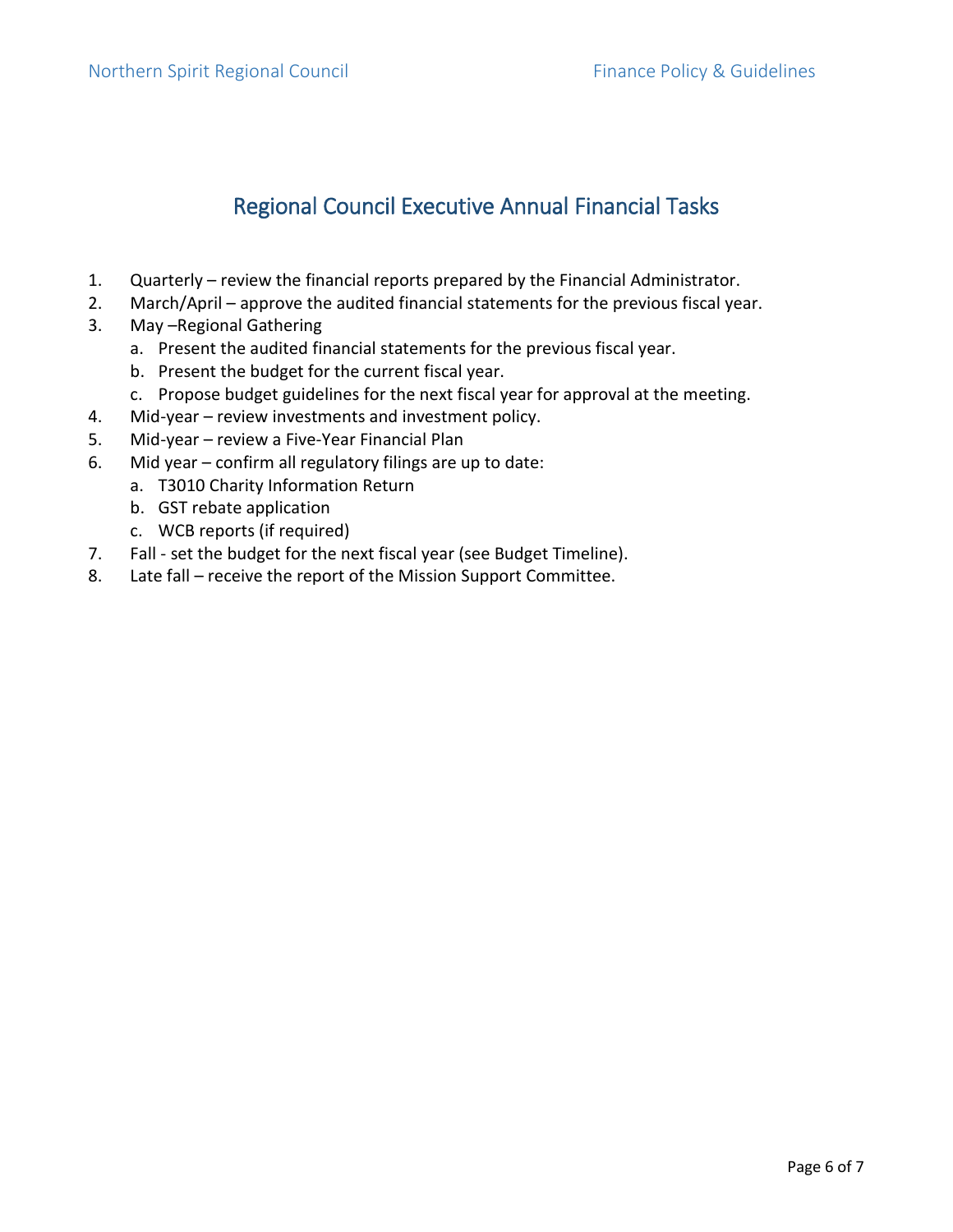## Regional Council Executive Annual Financial Tasks

1. Quarterly – review the financial reports prepared by the Financial Administrator.
2. March/April – approve the audited financial statements for the previous fiscal year.
3. May –Regional Gathering
   a. Present the audited financial statements for the previous fiscal year.
   b. Present the budget for the current fiscal year.
   c. Propose budget guidelines for the next fiscal year for approval at the meeting.
4. Mid-year – review investments and investment policy.
5. Mid-year – review a Five-Year Financial Plan
6. Mid year – confirm all regulatory filings are up to date:
   a. T3010 Charity Information Return
   b. GST rebate application
   c. WCB reports (if required)
7. Fall - set the budget for the next fiscal year (see Budget Timeline).
8. Late fall – receive the report of the Mission Support Committee.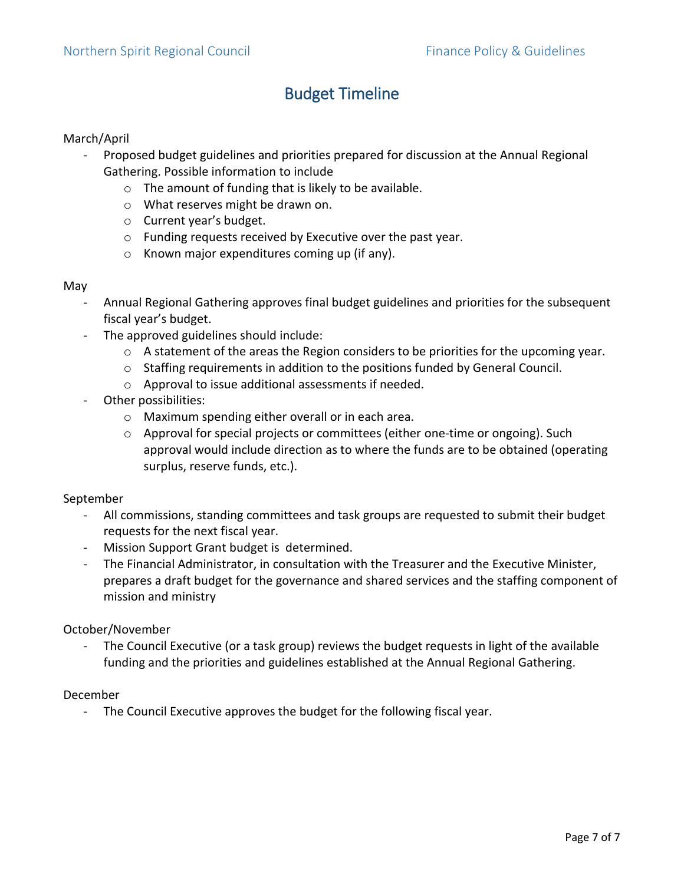## Budget Timeline

March/April

- Proposed budget guidelines and priorities prepared for discussion at the Annual Regional Gathering. Possible information to include
  - The amount of funding that is likely to be available.
  - What reserves might be drawn on.
  - Current year's budget.
  - Funding requests received by Executive over the past year.
  - Known major expenditures coming up (if any).

May

- Annual Regional Gathering approves final budget guidelines and priorities for the subsequent fiscal year's budget.
- The approved guidelines should include:
  - A statement of the areas the Region considers to be priorities for the upcoming year.
  - Staffing requirements in addition to the positions funded by General Council.
  - Approval to issue additional assessments if needed.
- Other possibilities:
  - Maximum spending either overall or in each area.
  - Approval for special projects or committees (either one-time or ongoing). Such approval would include direction as to where the funds are to be obtained (operating surplus, reserve funds, etc.).

September

- All commissions, standing committees and task groups are requested to submit their budget requests for the next fiscal year.
- Mission Support Grant budget is determined.
- The Financial Administrator, in consultation with the Treasurer and the Executive Minister, prepares a draft budget for the governance and shared services and the staffing component of mission and ministry

October/November

- The Council Executive (or a task group) reviews the budget requests in light of the available funding and the priorities and guidelines established at the Annual Regional Gathering.

December

- The Council Executive approves the budget for the following fiscal year.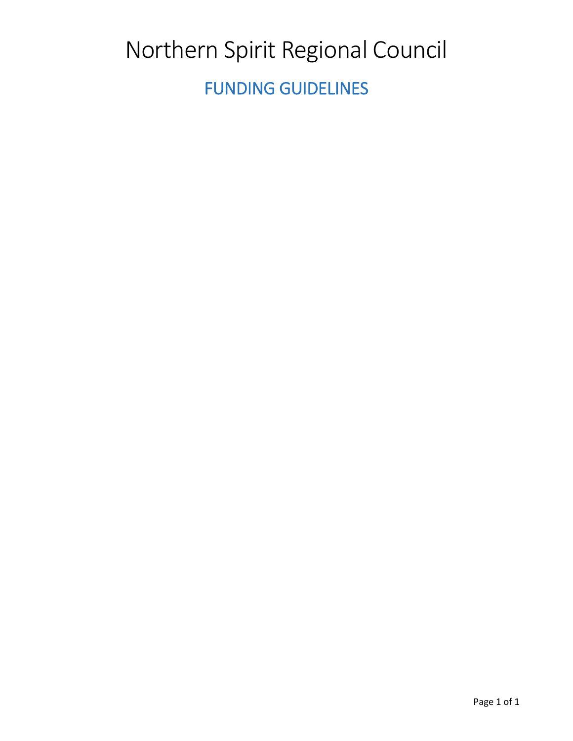# Northern Spirit Regional Council

## FUNDING GUIDELINES